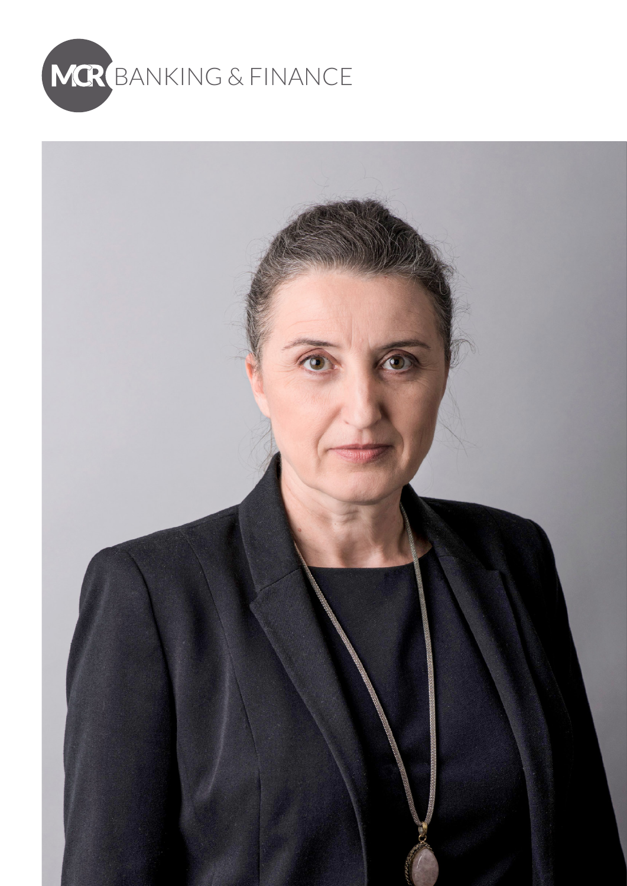MCR BANKING & FINANCE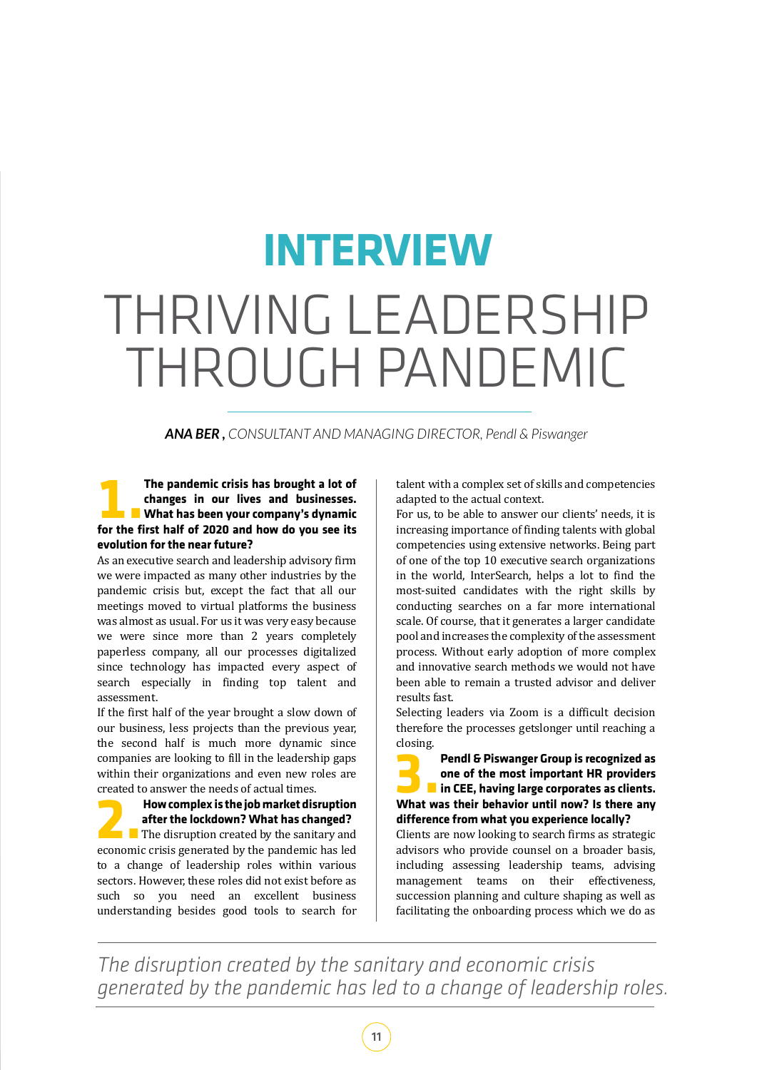# INTERVIEW

# THRIVING LEADERSHIP THROUGH PANDEMIC

***ANA BER** , CONSULTANT AND MANAGING DIRECTOR, Pendl & Piswanger*

**1. The pandemic crisis has brought a lot of changes in our lives and businesses. What has been your company's dynamic for the first half of 2020 and how do you see its evolution for the near future?**

As an executive search and leadership advisory firm we were impacted as many other industries by the pandemic crisis but, except the fact that all our meetings moved to virtual platforms the business was almost as usual. For us it was very easy because we were since more than 2 years completely paperless company, all our processes digitalized since technology has impacted every aspect of search especially in finding top talent and assessment.

If the first half of the year brought a slow down of our business, less projects than the previous year, the second half is much more dynamic since companies are looking to fill in the leadership gaps within their organizations and even new roles are created to answer the needs of actual times.

**2. How complex is the job market disruption after the lockdown? What has changed?**

The disruption created by the sanitary and economic crisis generated by the pandemic has led to a change of leadership roles within various sectors. However, these roles did not exist before as such so you need an excellent business understanding besides good tools to search for talent with a complex set of skills and competencies adapted to the actual context.

For us, to be able to answer our clients' needs, it is increasing importance of finding talents with global competencies using extensive networks. Being part of one of the top 10 executive search organizations in the world, InterSearch, helps a lot to find the most-suited candidates with the right skills by conducting searches on a far more international scale. Of course, that it generates a larger candidate pool and increases the complexity of the assessment process. Without early adoption of more complex and innovative search methods we would not have been able to remain a trusted advisor and deliver results fast.

Selecting leaders via Zoom is a difficult decision therefore the processes getslonger until reaching a closing.

**3. Pendl & Piswanger Group is recognized as one of the most important HR providers in CEE, having large corporates as clients. What was their behavior until now? Is there any difference from what you experience locally?**

Clients are now looking to search firms as strategic advisors who provide counsel on a broader basis, including assessing leadership teams, advising management teams on their effectiveness, succession planning and culture shaping as well as facilitating the onboarding process which we do as

*The disruption created by the sanitary and economic crisis generated by the pandemic has led to a change of leadership roles.*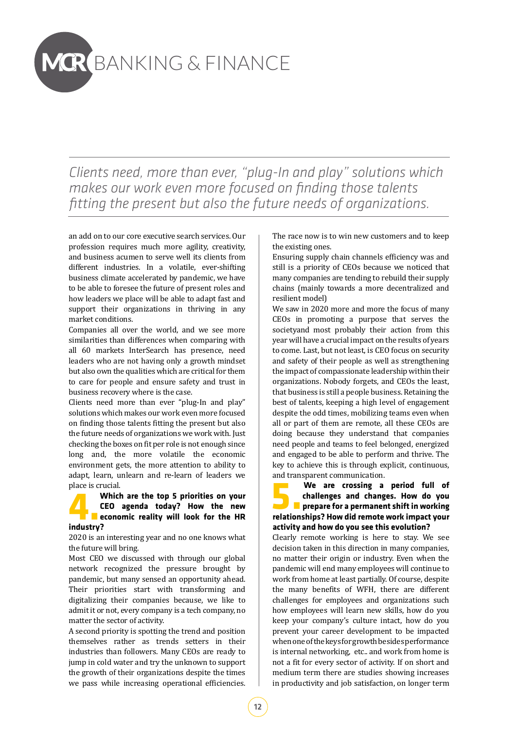*Clients need, more than ever, "plug-In and play" solutions which makes our work even more focused on finding those talents fitting the present but also the future needs of organizations.*

an add on to our core executive search services. Our profession requires much more agility, creativity, and business acumen to serve well its clients from different industries. In a volatile, ever-shifting business climate accelerated by pandemic, we have to be able to foresee the future of present roles and how leaders we place will be able to adapt fast and support their organizations in thriving in any market conditions.

Companies all over the world, and we see more similarities than differences when comparing with all 60 markets InterSearch has presence, need leaders who are not having only a growth mindset but also own the qualities which are critical for them to care for people and ensure safety and trust in business recovery where is the case.

Clients need more than ever "plug-In and play" solutions which makes our work even more focused on finding those talents fitting the present but also the future needs of organizations we work with. Just checking the boxes on fit per role is not enough since long and, the more volatile the economic environment gets, the more attention to ability to adapt, learn, unlearn and re-learn of leaders we place is crucial.

## 4. Which are the top 5 priorities on your CEO agenda today? How the new economic reality will look for the HR industry?

2020 is an interesting year and no one knows what the future will bring.

Most CEO we discussed with through our global network recognized the pressure brought by pandemic, but many sensed an opportunity ahead. Their priorities start with transforming and digitalizing their companies because, we like to admit it or not, every company is a tech company, no matter the sector of activity.

A second priority is spotting the trend and position themselves rather as trends setters in their industries than followers. Many CEOs are ready to jump in cold water and try the unknown to support the growth of their organizations despite the times we pass while increasing operational efficiencies. The race now is to win new customers and to keep the existing ones.

Ensuring supply chain channels efficiency was and still is a priority of CEOs because we noticed that many companies are tending to rebuild their supply chains (mainly towards a more decentralized and resilient model)

We saw in 2020 more and more the focus of many CEOs in promoting a purpose that serves the societyand most probably their action from this year will have a crucial impact on the results of years to come. Last, but not least, is CEO focus on security and safety of their people as well as strengthening the impact of compassionate leadership within their organizations. Nobody forgets, and CEOs the least, that business is still a people business. Retaining the best of talents, keeping a high level of engagement despite the odd times, mobilizing teams even when all or part of them are remote, all these CEOs are doing because they understand that companies need people and teams to feel belonged, energized and engaged to be able to perform and thrive. The key to achieve this is through explicit, continuous, and transparent communication.

## 5. We are crossing a period full of challenges and changes. How do you prepare for a permanent shift in working relationships? How did remote work impact your activity and how do you see this evolution?

Clearly remote working is here to stay. We see decision taken in this direction in many companies, no matter their origin or industry. Even when the pandemic will end many employees will continue to work from home at least partially. Of course, despite the many benefits of WFH, there are different challenges for employees and organizations such how employees will learn new skills, how do you keep your company's culture intact, how do you prevent your career development to be impacted when one of the keys for growth besides performance is internal networking, etc.. and work from home is not a fit for every sector of activity. If on short and medium term there are studies showing increases in productivity and job satisfaction, on longer term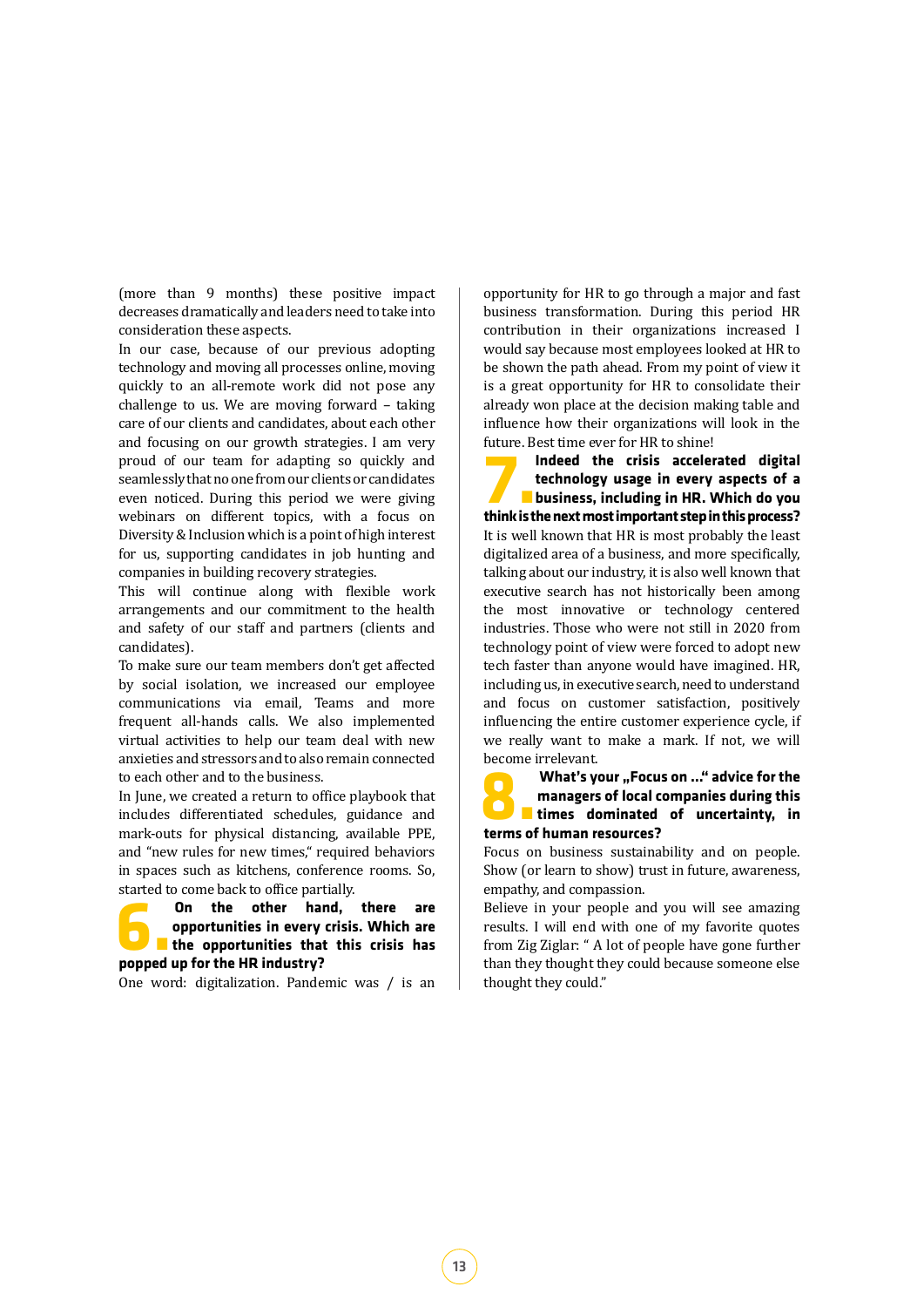(more than 9 months) these positive impact decreases dramatically and leaders need to take into consideration these aspects.

In our case, because of our previous adopting technology and moving all processes online, moving quickly to an all-remote work did not pose any challenge to us. We are moving forward – taking care of our clients and candidates, about each other and focusing on our growth strategies. I am very proud of our team for adapting so quickly and seamlessly that no one from our clients or candidates even noticed. During this period we were giving webinars on different topics, with a focus on Diversity & Inclusion which is a point of high interest for us, supporting candidates in job hunting and companies in building recovery strategies.

This will continue along with flexible work arrangements and our commitment to the health and safety of our staff and partners (clients and candidates).

To make sure our team members don't get affected by social isolation, we increased our employee communications via email, Teams and more frequent all-hands calls. We also implemented virtual activities to help our team deal with new anxieties and stressors and to also remain connected to each other and to the business.

In June, we created a return to office playbook that includes differentiated schedules, guidance and mark-outs for physical distancing, available PPE, and "new rules for new times," required behaviors in spaces such as kitchens, conference rooms. So, started to come back to office partially.

**6. On the other hand, there are opportunities in every crisis. Which are the opportunities that this crisis has popped up for the HR industry?**

One word: digitalization. Pandemic was / is an opportunity for HR to go through a major and fast business transformation. During this period HR contribution in their organizations increased I would say because most employees looked at HR to be shown the path ahead. From my point of view it is a great opportunity for HR to consolidate their already won place at the decision making table and influence how their organizations will look in the future. Best time ever for HR to shine!

**7. Indeed the crisis accelerated digital technology usage in every aspects of a business, including in HR. Which do you think is the next most important step in this process?**

It is well known that HR is most probably the least digitalized area of a business, and more specifically, talking about our industry, it is also well known that executive search has not historically been among the most innovative or technology centered industries. Those who were not still in 2020 from technology point of view were forced to adopt new tech faster than anyone would have imagined. HR, including us, in executive search, need to understand and focus on customer satisfaction, positively influencing the entire customer experience cycle, if we really want to make a mark. If not, we will become irrelevant.

**8. What's your „Focus on ..." advice for the managers of local companies during this times dominated of uncertainty, in terms of human resources?**

Focus on business sustainability and on people. Show (or learn to show) trust in future, awareness, empathy, and compassion.

Believe in your people and you will see amazing results. I will end with one of my favorite quotes from Zig Ziglar: " A lot of people have gone further than they thought they could because someone else thought they could."